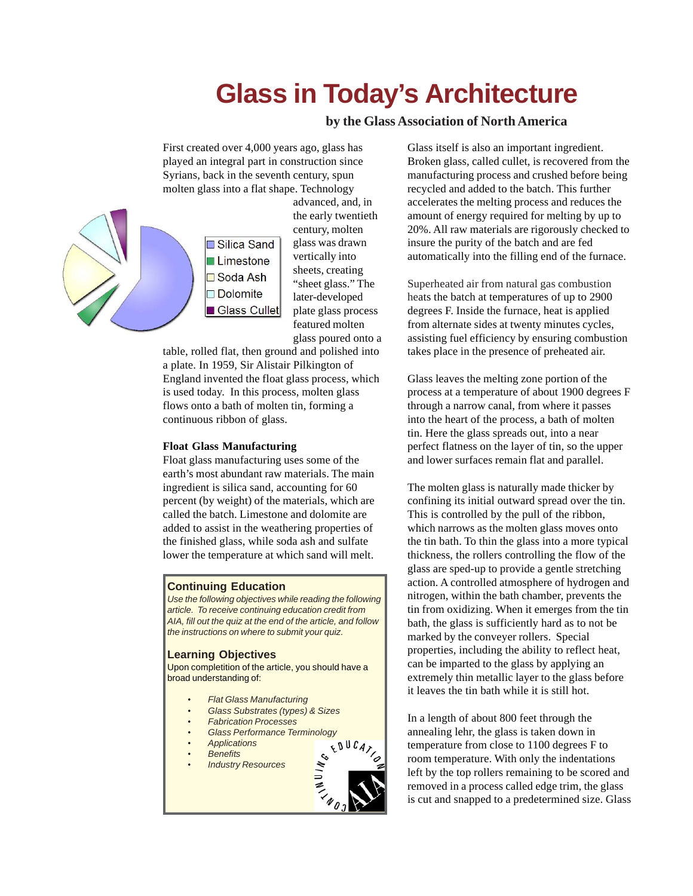# Glass in Today's Architecture

**by the Glass Association of North America**

First created over 4,000 years ago, glass has played an integral part in construction since Syrians, back in the seventh century, spun molten glass into a flat shape. Technology advanced, and, in the early twentieth century, molten glass was drawn vertically into sheets, creating "sheet glass." The later-developed plate glass process featured molten glass poured onto a table, rolled flat, then ground and polished into a plate. In 1959, Sir Alistair Pilkington of England invented the float glass process, which is used today. In this process, molten glass flows onto a bath of molten tin, forming a continuous ribbon of glass.

- Silica Sand
- Limestone
- Soda Ash
- Dolomite
- Glass Cullet

### Float Glass Manufacturing

Float glass manufacturing uses some of the earth's most abundant raw materials. The main ingredient is silica sand, accounting for 60 percent (by weight) of the materials, which are called the batch. Limestone and dolomite are added to assist in the weathering properties of the finished glass, while soda ash and sulfate lower the temperature at which sand will melt.

> **Continuing Education**
>
> *Use the following objectives while reading the following article. To receive continuing education credit from AIA, fill out the quiz at the end of the article, and follow the instructions on where to submit your quiz.*
>
> **Learning Objectives**
>
> Upon completion of the article, you should have a broad understanding of:
>
> - *Flat Glass Manufacturing*
> - *Glass Substrates (types) & Sizes*
> - *Fabrication Processes*
> - *Glass Performance Terminology*
> - *Applications*
> - *Benefits*
> - *Industry Resources*

Glass itself is also an important ingredient. Broken glass, called cullet, is recovered from the manufacturing process and crushed before being recycled and added to the batch. This further accelerates the melting process and reduces the amount of energy required for melting by up to 20%. All raw materials are rigorously checked to insure the purity of the batch and are fed automatically into the filling end of the furnace.

Superheated air from natural gas combustion heats the batch at temperatures of up to 2900 degrees F. Inside the furnace, heat is applied from alternate sides at twenty minutes cycles, assisting fuel efficiency by ensuring combustion takes place in the presence of preheated air.

Glass leaves the melting zone portion of the process at a temperature of about 1900 degrees F through a narrow canal, from where it passes into the heart of the process, a bath of molten tin. Here the glass spreads out, into a near perfect flatness on the layer of tin, so the upper and lower surfaces remain flat and parallel.

The molten glass is naturally made thicker by confining its initial outward spread over the tin. This is controlled by the pull of the ribbon, which narrows as the molten glass moves onto the tin bath. To thin the glass into a more typical thickness, the rollers controlling the flow of the glass are sped-up to provide a gentle stretching action. A controlled atmosphere of hydrogen and nitrogen, within the bath chamber, prevents the tin from oxidizing. When it emerges from the tin bath, the glass is sufficiently hard as to not be marked by the conveyer rollers. Special properties, including the ability to reflect heat, can be imparted to the glass by applying an extremely thin metallic layer to the glass before it leaves the tin bath while it is still hot.

In a length of about 800 feet through the annealing lehr, the glass is taken down in temperature from close to 1100 degrees F to room temperature. With only the indentations left by the top rollers remaining to be scored and removed in a process called edge trim, the glass is cut and snapped to a predetermined size. Glass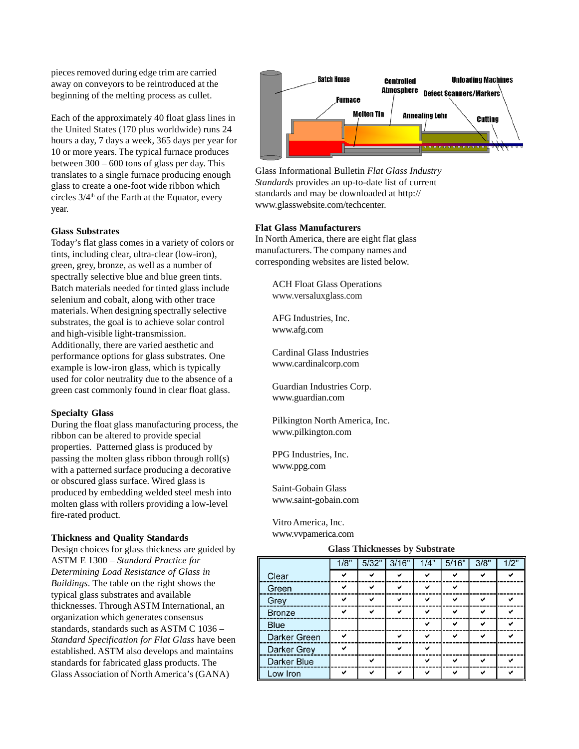pieces removed during edge trim are carried away on conveyors to be reintroduced at the beginning of the melting process as cullet.

Each of the approximately 40 float glass lines in the United States (170 plus worldwide) runs 24 hours a day, 7 days a week, 365 days per year for 10 or more years. The typical furnace produces between 300 – 600 tons of glass per day. This translates to a single furnace producing enough glass to create a one-foot wide ribbon which circles 3/4th of the Earth at the Equator, every year.

### Glass Substrates

Today's flat glass comes in a variety of colors or tints, including clear, ultra-clear (low-iron), green, grey, bronze, as well as a number of spectrally selective blue and blue green tints. Batch materials needed for tinted glass include selenium and cobalt, along with other trace materials. When designing spectrally selective substrates, the goal is to achieve solar control and high-visible light-transmission. Additionally, there are varied aesthetic and performance options for glass substrates. One example is low-iron glass, which is typically used for color neutrality due to the absence of a green cast commonly found in clear float glass.

### Specialty Glass

During the float glass manufacturing process, the ribbon can be altered to provide special properties. Patterned glass is produced by passing the molten glass ribbon through roll(s) with a patterned surface producing a decorative or obscured glass surface. Wired glass is produced by embedding welded steel mesh into molten glass with rollers providing a low-level fire-rated product.

### Thickness and Quality Standards

Design choices for glass thickness are guided by ASTM E 1300 – *Standard Practice for Determining Load Resistance of Glass in Buildings*. The table on the right shows the typical glass substrates and available thicknesses. Through ASTM International, an organization which generates consensus standards, standards such as ASTM C 1036 – *Standard Specification for Flat Glass* have been established. ASTM also develops and maintains standards for fabricated glass products. The Glass Association of North America's (GANA) Glass Informational Bulletin *Flat Glass Industry Standards* provides an up-to-date list of current standards and may be downloaded at http://www.glasswebsite.com/techcenter.

### Flat Glass Manufacturers

In North America, there are eight flat glass manufacturers. The company names and corresponding websites are listed below.

ACH Float Glass Operations
www.versaluxglass.com

AFG Industries, Inc.
www.afg.com

Cardinal Glass Industries
www.cardinalcorp.com

Guardian Industries Corp.
www.guardian.com

Pilkington North America, Inc.
www.pilkington.com

PPG Industries, Inc.
www.ppg.com

Saint-Gobain Glass
www.saint-gobain.com

Vitro America, Inc.
www.vvpamerica.com

**Glass Thicknesses by Substrate**

| | 1/8" | 5/32" | 3/16" | 1/4" | 5/16" | 3/8" | 1/2" |
|---|---|---|---|---|---|---|---|
| Clear | ✔ | ✔ | ✔ | ✔ | ✔ | ✔ | ✔ |
| Green | ✔ | ✔ | ✔ | ✔ | ✔ | | |
| Grey | ✔ | ✔ | ✔ | ✔ | ✔ | ✔ | ✔ |
| Bronze | ✔ | ✔ | ✔ | ✔ | ✔ | ✔ | ✔ |
| Blue | | | | ✔ | ✔ | ✔ | ✔ |
| Darker Green | ✔ | | ✔ | ✔ | ✔ | ✔ | ✔ |
| Darker Grey | ✔ | | ✔ | ✔ | | | |
| Darker Blue | | ✔ | | ✔ | ✔ | ✔ | ✔ |
| Low Iron | ✔ | ✔ | ✔ | ✔ | ✔ | ✔ | ✔ |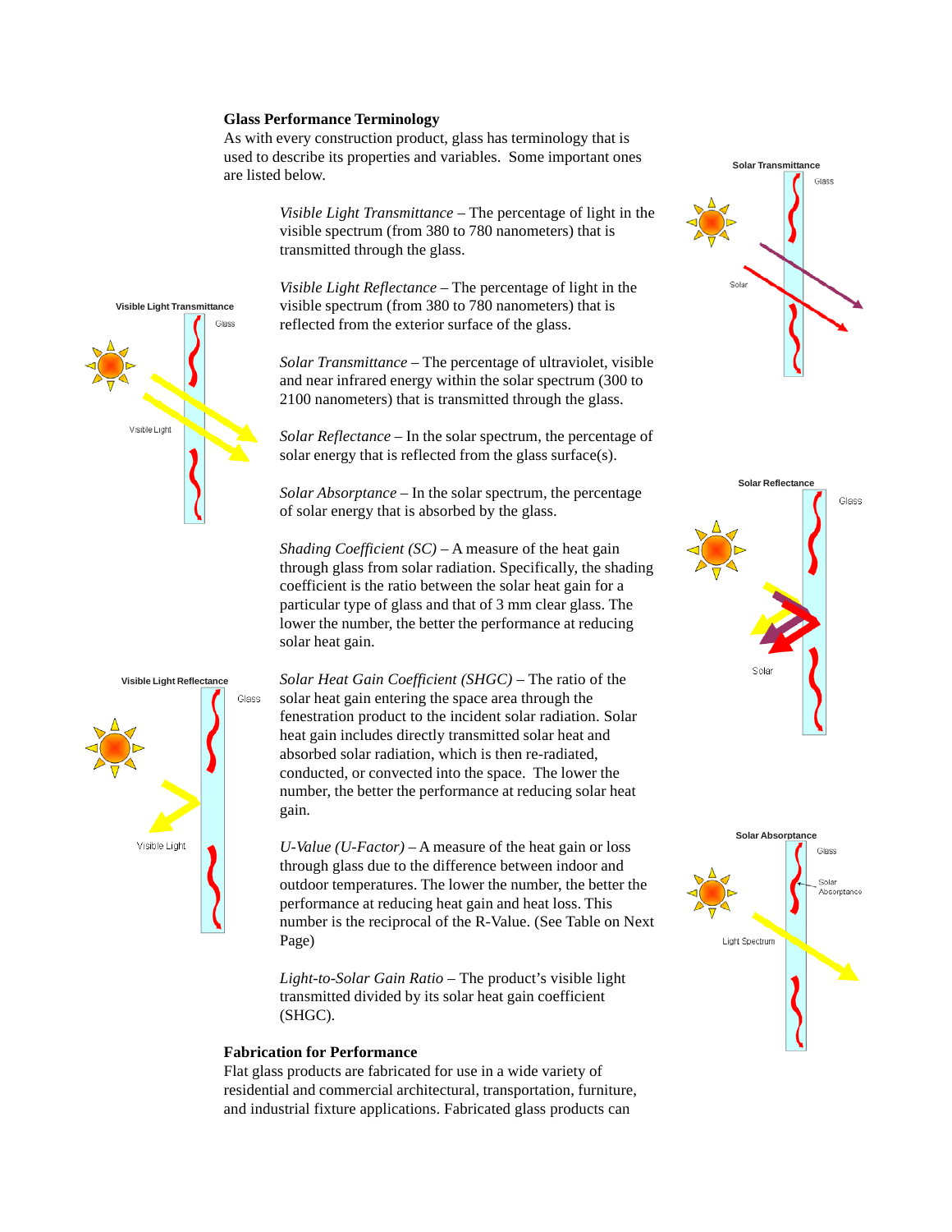**Glass Performance Terminology**

As with every construction product, glass has terminology that is used to describe its properties and variables. Some important ones are listed below.

*Visible Light Transmittance* – The percentage of light in the visible spectrum (from 380 to 780 nanometers) that is transmitted through the glass.

*Visible Light Reflectance* – The percentage of light in the visible spectrum (from 380 to 780 nanometers) that is reflected from the exterior surface of the glass.

*Solar Transmittance* – The percentage of ultraviolet, visible and near infrared energy within the solar spectrum (300 to 2100 nanometers) that is transmitted through the glass.

*Solar Reflectance* – In the solar spectrum, the percentage of solar energy that is reflected from the glass surface(s).

*Solar Absorptance* – In the solar spectrum, the percentage of solar energy that is absorbed by the glass.

*Shading Coefficient (SC)* – A measure of the heat gain through glass from solar radiation. Specifically, the shading coefficient is the ratio between the solar heat gain for a particular type of glass and that of 3 mm clear glass. The lower the number, the better the performance at reducing solar heat gain.

*Solar Heat Gain Coefficient (SHGC)* – The ratio of the solar heat gain entering the space area through the fenestration product to the incident solar radiation. Solar heat gain includes directly transmitted solar heat and absorbed solar radiation, which is then re-radiated, conducted, or convected into the space. The lower the number, the better the performance at reducing solar heat gain.

*U-Value (U-Factor)* – A measure of the heat gain or loss through glass due to the difference between indoor and outdoor temperatures. The lower the number, the better the performance at reducing heat gain and heat loss. This number is the reciprocal of the R-Value. (See Table on Next Page)

*Light-to-Solar Gain Ratio* – The product's visible light transmitted divided by its solar heat gain coefficient (SHGC).

**Fabrication for Performance**

Flat glass products are fabricated for use in a wide variety of residential and commercial architectural, transportation, furniture, and industrial fixture applications. Fabricated glass products can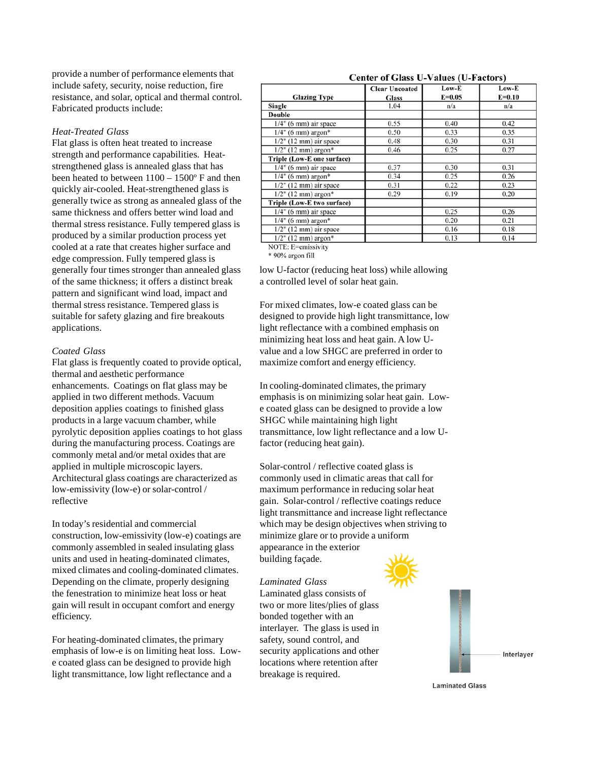provide a number of performance elements that include safety, security, noise reduction, fire resistance, and solar, optical and thermal control. Fabricated products include:

*Heat-Treated Glass*

Flat glass is often heat treated to increase strength and performance capabilities. Heat-strengthened glass is annealed glass that has been heated to between 1100 – 1500º F and then quickly air-cooled. Heat-strengthened glass is generally twice as strong as annealed glass of the same thickness and offers better wind load and thermal stress resistance. Fully tempered glass is produced by a similar production process yet cooled at a rate that creates higher surface and edge compression. Fully tempered glass is generally four times stronger than annealed glass of the same thickness; it offers a distinct break pattern and significant wind load, impact and thermal stress resistance. Tempered glass is suitable for safety glazing and fire breakouts applications.

*Coated Glass*

Flat glass is frequently coated to provide optical, thermal and aesthetic performance enhancements. Coatings on flat glass may be applied in two different methods. Vacuum deposition applies coatings to finished glass products in a large vacuum chamber, while pyrolytic deposition applies coatings to hot glass during the manufacturing process. Coatings are commonly metal and/or metal oxides that are applied in multiple microscopic layers. Architectural glass coatings are characterized as low-emissivity (low-e) or solar-control / reflective

In today's residential and commercial construction, low-emissivity (low-e) coatings are commonly assembled in sealed insulating glass units and used in heating-dominated climates, mixed climates and cooling-dominated climates. Depending on the climate, properly designing the fenestration to minimize heat loss or heat gain will result in occupant comfort and energy efficiency.

For heating-dominated climates, the primary emphasis of low-e is on limiting heat loss. Low-e coated glass can be designed to provide high light transmittance, low light reflectance and a low U-factor (reducing heat loss) while allowing a controlled level of solar heat gain.

**Center of Glass U-Values (U-Factors)**

| Glazing Type | Clear Uncoated Glass | Low-E E=0.05 | Low-E E=0.10 |
|---|---|---|---|
| **Single** | 1.04 | n/a | n/a |
| **Double** | | | |
| 1/4" (6 mm) air space | 0.55 | 0.40 | 0.42 |
| 1/4" (6 mm) argon* | 0.50 | 0.33 | 0.35 |
| 1/2" (12 mm) air space | 0.48 | 0.30 | 0.31 |
| 1/2" (12 mm) argon* | 0.46 | 0.25 | 0.27 |
| **Triple (Low-E one surface)** | | | |
| 1/4" (6 mm) air space | 0.37 | 0.30 | 0.31 |
| 1/4" (6 mm) argon* | 0.34 | 0.25 | 0.26 |
| 1/2" (12 mm) air space | 0.31 | 0.22 | 0.23 |
| 1/2" (12 mm) argon* | 0.29 | 0.19 | 0.20 |
| **Triple (Low-E two surface)** | | | |
| 1/4" (6 mm) air space | | 0.25 | 0.26 |
| 1/4" (6 mm) argon* | | 0.20 | 0.21 |
| 1/2" (12 mm) air space | | 0.16 | 0.18 |
| 1/2" (12 mm) argon* | | 0.13 | 0.14 |

NOTE: E=emissivity
* 90% argon fill

For mixed climates, low-e coated glass can be designed to provide high light transmittance, low light reflectance with a combined emphasis on minimizing heat loss and heat gain. A low U-value and a low SHGC are preferred in order to maximize comfort and energy efficiency.

In cooling-dominated climates, the primary emphasis is on minimizing solar heat gain. Low-e coated glass can be designed to provide a low SHGC while maintaining high light transmittance, low light reflectance and a low U-factor (reducing heat gain).

Solar-control / reflective coated glass is commonly used in climatic areas that call for maximum performance in reducing solar heat gain. Solar-control / reflective coatings reduce light transmittance and increase light reflectance which may be design objectives when striving to minimize glare or to provide a uniform appearance in the exterior building façade.

*Laminated Glass*

Laminated glass consists of two or more lites/plies of glass bonded together with an interlayer. The glass is used in safety, sound control, and security applications and other locations where retention after breakage is required.

Interlayer

Laminated Glass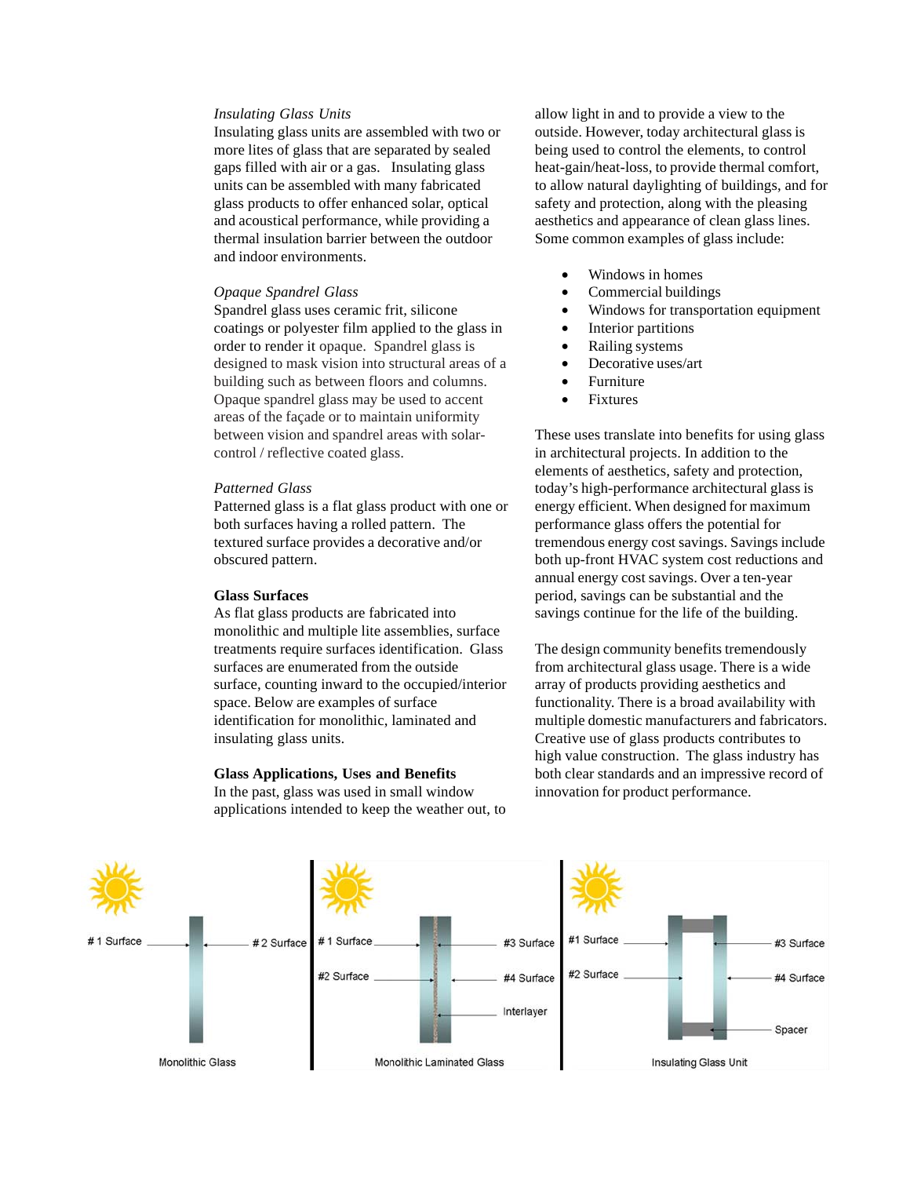*Insulating Glass Units*

Insulating glass units are assembled with two or more lites of glass that are separated by sealed gaps filled with air or a gas. Insulating glass units can be assembled with many fabricated glass products to offer enhanced solar, optical and acoustical performance, while providing a thermal insulation barrier between the outdoor and indoor environments.

*Opaque Spandrel Glass*

Spandrel glass uses ceramic frit, silicone coatings or polyester film applied to the glass in order to render it opaque. Spandrel glass is designed to mask vision into structural areas of a building such as between floors and columns. Opaque spandrel glass may be used to accent areas of the façade or to maintain uniformity between vision and spandrel areas with solar-control / reflective coated glass.

*Patterned Glass*

Patterned glass is a flat glass product with one or both surfaces having a rolled pattern. The textured surface provides a decorative and/or obscured pattern.

**Glass Surfaces**

As flat glass products are fabricated into monolithic and multiple lite assemblies, surface treatments require surfaces identification. Glass surfaces are enumerated from the outside surface, counting inward to the occupied/interior space. Below are examples of surface identification for monolithic, laminated and insulating glass units.

**Glass Applications, Uses and Benefits**

In the past, glass was used in small window applications intended to keep the weather out, to allow light in and to provide a view to the outside. However, today architectural glass is being used to control the elements, to control heat-gain/heat-loss, to provide thermal comfort, to allow natural daylighting of buildings, and for safety and protection, along with the pleasing aesthetics and appearance of clean glass lines. Some common examples of glass include:

- Windows in homes
- Commercial buildings
- Windows for transportation equipment
- Interior partitions
- Railing systems
- Decorative uses/art
- Furniture
- Fixtures

These uses translate into benefits for using glass in architectural projects. In addition to the elements of aesthetics, safety and protection, today's high-performance architectural glass is energy efficient. When designed for maximum performance glass offers the potential for tremendous energy cost savings. Savings include both up-front HVAC system cost reductions and annual energy cost savings. Over a ten-year period, savings can be substantial and the savings continue for the life of the building.

The design community benefits tremendously from architectural glass usage. There is a wide array of products providing aesthetics and functionality. There is a broad availability with multiple domestic manufacturers and fabricators. Creative use of glass products contributes to high value construction. The glass industry has both clear standards and an impressive record of innovation for product performance.

# 1 Surface # 2 Surface

Monolithic Glass

# 1 Surface #3 Surface #2 Surface #4 Surface Interlayer

Monolithic Laminated Glass

#1 Surface #3 Surface #2 Surface #4 Surface Spacer

Insulating Glass Unit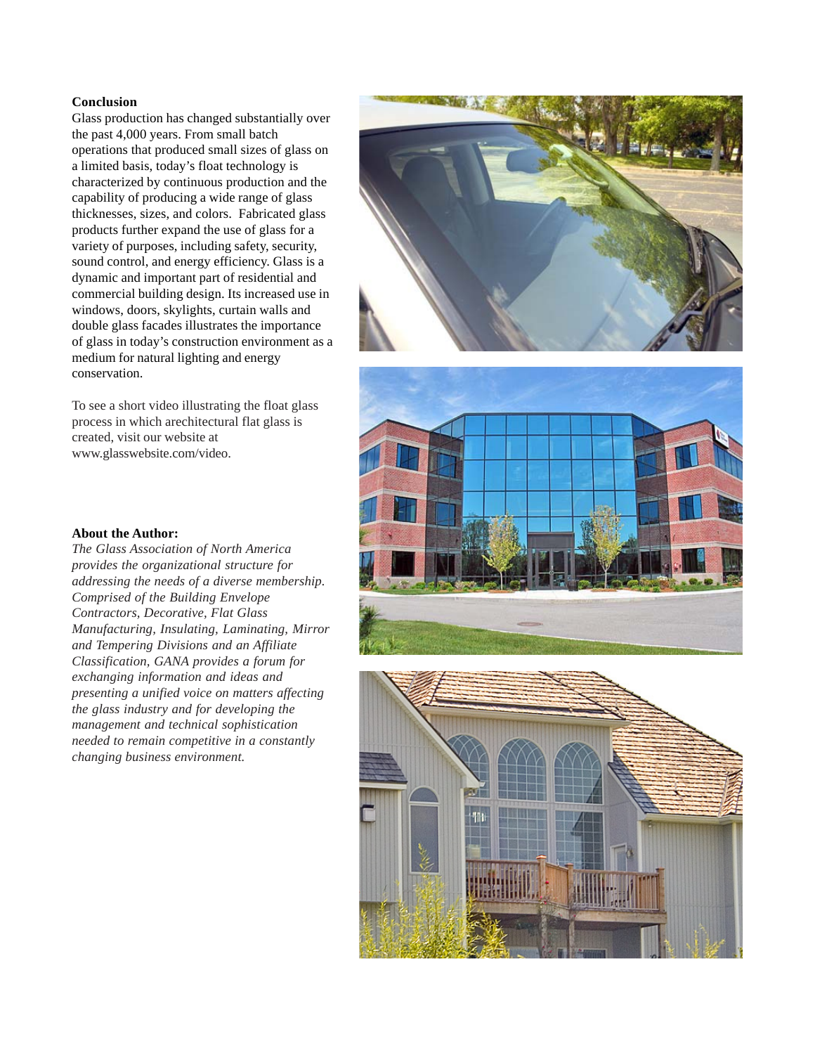**Conclusion**

Glass production has changed substantially over the past 4,000 years. From small batch operations that produced small sizes of glass on a limited basis, today's float technology is characterized by continuous production and the capability of producing a wide range of glass thicknesses, sizes, and colors. Fabricated glass products further expand the use of glass for a variety of purposes, including safety, security, sound control, and energy efficiency. Glass is a dynamic and important part of residential and commercial building design. Its increased use in windows, doors, skylights, curtain walls and double glass facades illustrates the importance of glass in today's construction environment as a medium for natural lighting and energy conservation.

To see a short video illustrating the float glass process in which arechitectural flat glass is created, visit our website at www.glasswebsite.com/video.

**About the Author:**

*The Glass Association of North America provides the organizational structure for addressing the needs of a diverse membership. Comprised of the Building Envelope Contractors, Decorative, Flat Glass Manufacturing, Insulating, Laminating, Mirror and Tempering Divisions and an Affiliate Classification, GANA provides a forum for exchanging information and ideas and presenting a unified voice on matters affecting the glass industry and for developing the management and technical sophistication needed to remain competitive in a constantly changing business environment.*